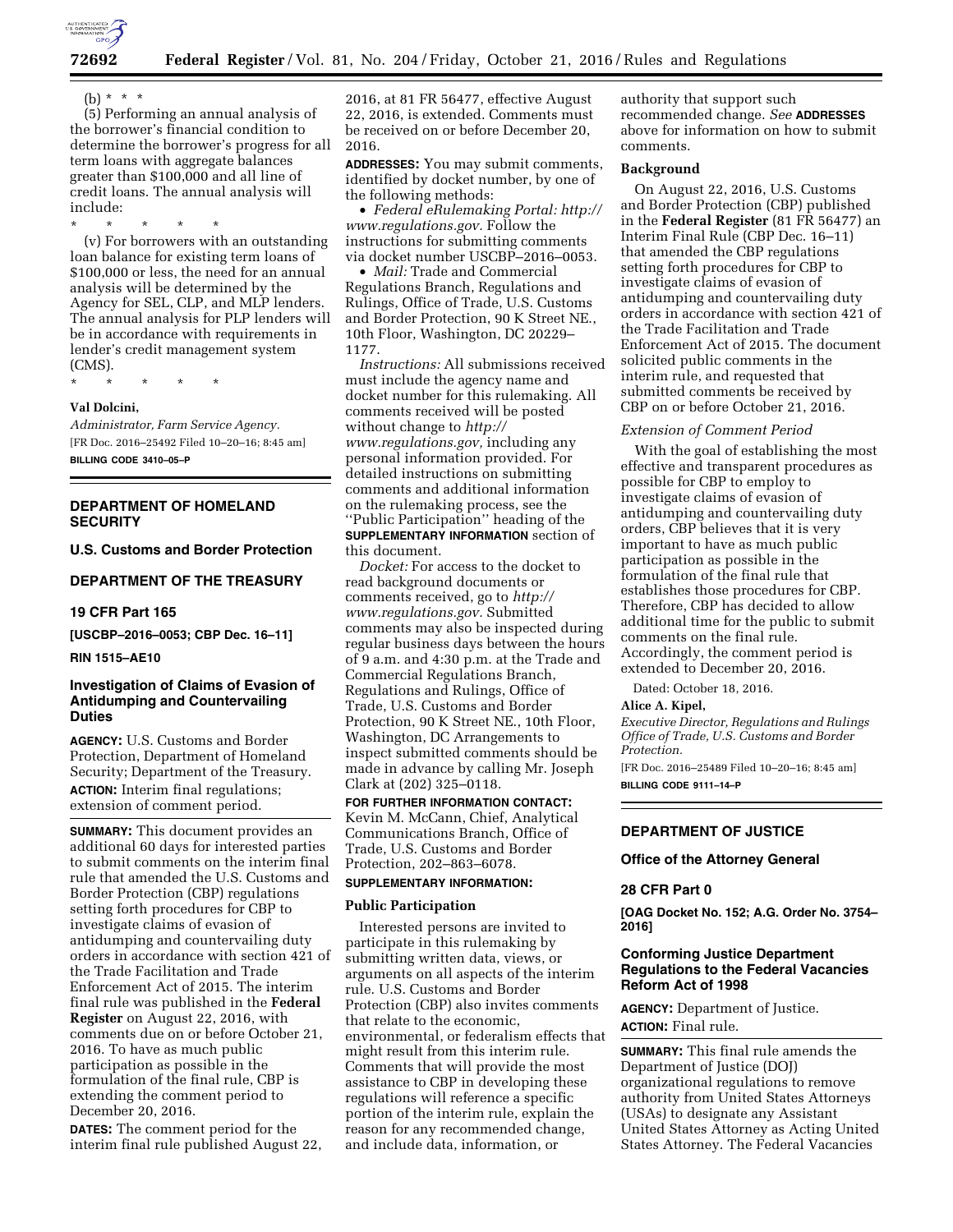(b) * * *

(5) Performing an annual analysis of the borrower's financial condition to determine the borrower's progress for all term loans with aggregate balances greater than $100,000 and all line of credit loans. The annual analysis will include:

* * * * *

(v) For borrowers with an outstanding loan balance for existing term loans of $100,000 or less, the need for an annual analysis will be determined by the Agency for SEL, CLP, and MLP lenders. The annual analysis for PLP lenders will be in accordance with requirements in lender's credit management system (CMS).

* * * * *

**Val Dolcini,**

*Administrator, Farm Service Agency.*

[FR Doc. 2016–25492 Filed 10–20–16; 8:45 am]

**BILLING CODE 3410–05–P**

---

## DEPARTMENT OF HOMELAND SECURITY

### U.S. Customs and Border Protection

## DEPARTMENT OF THE TREASURY

### 19 CFR Part 165

**[USCBP–2016–0053; CBP Dec. 16–11]**

**RIN 1515–AE10**

### Investigation of Claims of Evasion of Antidumping and Countervailing Duties

**AGENCY:** U.S. Customs and Border Protection, Department of Homeland Security; Department of the Treasury.

**ACTION:** Interim final regulations; extension of comment period.

**SUMMARY:** This document provides an additional 60 days for interested parties to submit comments on the interim final rule that amended the U.S. Customs and Border Protection (CBP) regulations setting forth procedures for CBP to investigate claims of evasion of antidumping and countervailing duty orders in accordance with section 421 of the Trade Facilitation and Trade Enforcement Act of 2015. The interim final rule was published in the **Federal Register** on August 22, 2016, with comments due on or before October 21, 2016. To have as much public participation as possible in the formulation of the final rule, CBP is extending the comment period to December 20, 2016.

**DATES:** The comment period for the interim final rule published August 22, 2016, at 81 FR 56477, effective August 22, 2016, is extended. Comments must be received on or before December 20, 2016.

**ADDRESSES:** You may submit comments, identified by docket number, by one of the following methods:

- *Federal eRulemaking Portal: http://www.regulations.gov.* Follow the instructions for submitting comments via docket number USCBP–2016–0053.
- *Mail:* Trade and Commercial Regulations Branch, Regulations and Rulings, Office of Trade, U.S. Customs and Border Protection, 90 K Street NE., 10th Floor, Washington, DC 20229–1177.

*Instructions:* All submissions received must include the agency name and docket number for this rulemaking. All comments received will be posted without change to *http://www.regulations.gov,* including any personal information provided. For detailed instructions on submitting comments and additional information on the rulemaking process, see the ''Public Participation'' heading of the **SUPPLEMENTARY INFORMATION** section of this document.

*Docket:* For access to the docket to read background documents or comments received, go to *http://www.regulations.gov.* Submitted comments may also be inspected during regular business days between the hours of 9 a.m. and 4:30 p.m. at the Trade and Commercial Regulations Branch, Regulations and Rulings, Office of Trade, U.S. Customs and Border Protection, 90 K Street NE., 10th Floor, Washington, DC Arrangements to inspect submitted comments should be made in advance by calling Mr. Joseph Clark at (202) 325–0118.

**FOR FURTHER INFORMATION CONTACT:** Kevin M. McCann, Chief, Analytical Communications Branch, Office of Trade, U.S. Customs and Border Protection, 202–863–6078.

**SUPPLEMENTARY INFORMATION:**

#### Public Participation

Interested persons are invited to participate in this rulemaking by submitting written data, views, or arguments on all aspects of the interim rule. U.S. Customs and Border Protection (CBP) also invites comments that relate to the economic, environmental, or federalism effects that might result from this interim rule. Comments that will provide the most assistance to CBP in developing these regulations will reference a specific portion of the interim rule, explain the reason for any recommended change, and include data, information, or authority that support such recommended change. *See* **ADDRESSES** above for information on how to submit comments.

#### Background

On August 22, 2016, U.S. Customs and Border Protection (CBP) published in the **Federal Register** (81 FR 56477) an Interim Final Rule (CBP Dec. 16–11) that amended the CBP regulations setting forth procedures for CBP to investigate claims of evasion of antidumping and countervailing duty orders in accordance with section 421 of the Trade Facilitation and Trade Enforcement Act of 2015. The document solicited public comments in the interim rule, and requested that submitted comments be received by CBP on or before October 21, 2016.

*Extension of Comment Period*

With the goal of establishing the most effective and transparent procedures as possible for CBP to employ to investigate claims of evasion of antidumping and countervailing duty orders, CBP believes that it is very important to have as much public participation as possible in the formulation of the final rule that establishes those procedures for CBP. Therefore, CBP has decided to allow additional time for the public to submit comments on the final rule. Accordingly, the comment period is extended to December 20, 2016.

Dated: October 18, 2016.

**Alice A. Kipel,**

*Executive Director, Regulations and Rulings Office of Trade, U.S. Customs and Border Protection.*

[FR Doc. 2016–25489 Filed 10–20–16; 8:45 am]

**BILLING CODE 9111–14–P**

---

## DEPARTMENT OF JUSTICE

### Office of the Attorney General

### 28 CFR Part 0

**[OAG Docket No. 152; A.G. Order No. 3754–2016]**

### Conforming Justice Department Regulations to the Federal Vacancies Reform Act of 1998

**AGENCY:** Department of Justice.

**ACTION:** Final rule.

**SUMMARY:** This final rule amends the Department of Justice (DOJ) organizational regulations to remove authority from United States Attorneys (USAs) to designate any Assistant United States Attorney as Acting United States Attorney. The Federal Vacancies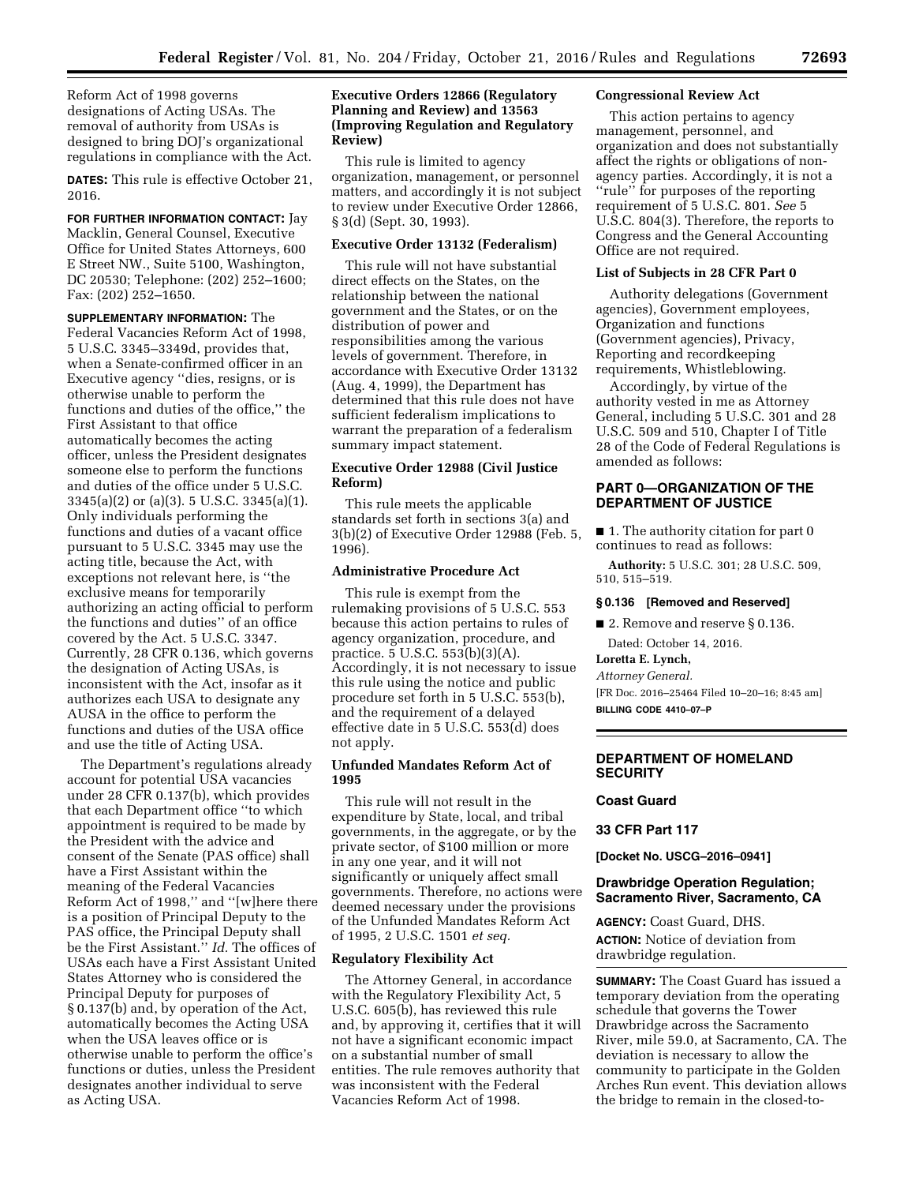Reform Act of 1998 governs designations of Acting USAs. The removal of authority from USAs is designed to bring DOJ's organizational regulations in compliance with the Act.

**DATES:** This rule is effective October 21, 2016.

**FOR FURTHER INFORMATION CONTACT:** Jay Macklin, General Counsel, Executive Office for United States Attorneys, 600 E Street NW., Suite 5100, Washington, DC 20530; Telephone: (202) 252–1600; Fax: (202) 252–1650.

**SUPPLEMENTARY INFORMATION:** The Federal Vacancies Reform Act of 1998, 5 U.S.C. 3345–3349d, provides that, when a Senate-confirmed officer in an Executive agency ''dies, resigns, or is otherwise unable to perform the functions and duties of the office,'' the First Assistant to that office automatically becomes the acting officer, unless the President designates someone else to perform the functions and duties of the office under 5 U.S.C. 3345(a)(2) or (a)(3). 5 U.S.C. 3345(a)(1). Only individuals performing the functions and duties of a vacant office pursuant to 5 U.S.C. 3345 may use the acting title, because the Act, with exceptions not relevant here, is ''the exclusive means for temporarily authorizing an acting official to perform the functions and duties'' of an office covered by the Act. 5 U.S.C. 3347. Currently, 28 CFR 0.136, which governs the designation of Acting USAs, is inconsistent with the Act, insofar as it authorizes each USA to designate any AUSA in the office to perform the functions and duties of the USA office and use the title of Acting USA.

The Department's regulations already account for potential USA vacancies under 28 CFR 0.137(b), which provides that each Department office ''to which appointment is required to be made by the President with the advice and consent of the Senate (PAS office) shall have a First Assistant within the meaning of the Federal Vacancies Reform Act of 1998,'' and ''[w]here there is a position of Principal Deputy to the PAS office, the Principal Deputy shall be the First Assistant.'' *Id.* The offices of USAs each have a First Assistant United States Attorney who is considered the Principal Deputy for purposes of § 0.137(b) and, by operation of the Act, automatically becomes the Acting USA when the USA leaves office or is otherwise unable to perform the office's functions or duties, unless the President designates another individual to serve as Acting USA.

### Executive Orders 12866 (Regulatory Planning and Review) and 13563 (Improving Regulation and Regulatory Review)

This rule is limited to agency organization, management, or personnel matters, and accordingly it is not subject to review under Executive Order 12866, § 3(d) (Sept. 30, 1993).

### Executive Order 13132 (Federalism)

This rule will not have substantial direct effects on the States, on the relationship between the national government and the States, or on the distribution of power and responsibilities among the various levels of government. Therefore, in accordance with Executive Order 13132 (Aug. 4, 1999), the Department has determined that this rule does not have sufficient federalism implications to warrant the preparation of a federalism summary impact statement.

### Executive Order 12988 (Civil Justice Reform)

This rule meets the applicable standards set forth in sections 3(a) and 3(b)(2) of Executive Order 12988 (Feb. 5, 1996).

### Administrative Procedure Act

This rule is exempt from the rulemaking provisions of 5 U.S.C. 553 because this action pertains to rules of agency organization, procedure, and practice. 5 U.S.C. 553(b)(3)(A). Accordingly, it is not necessary to issue this rule using the notice and public procedure set forth in 5 U.S.C. 553(b), and the requirement of a delayed effective date in 5 U.S.C. 553(d) does not apply.

### Unfunded Mandates Reform Act of 1995

This rule will not result in the expenditure by State, local, and tribal governments, in the aggregate, or by the private sector, of $100 million or more in any one year, and it will not significantly or uniquely affect small governments. Therefore, no actions were deemed necessary under the provisions of the Unfunded Mandates Reform Act of 1995, 2 U.S.C. 1501 *et seq.*

### Regulatory Flexibility Act

The Attorney General, in accordance with the Regulatory Flexibility Act, 5 U.S.C. 605(b), has reviewed this rule and, by approving it, certifies that it will not have a significant economic impact on a substantial number of small entities. The rule removes authority that was inconsistent with the Federal Vacancies Reform Act of 1998.

### Congressional Review Act

This action pertains to agency management, personnel, and organization and does not substantially affect the rights or obligations of non-agency parties. Accordingly, it is not a ''rule'' for purposes of the reporting requirement of 5 U.S.C. 801. *See* 5 U.S.C. 804(3). Therefore, the reports to Congress and the General Accounting Office are not required.

### List of Subjects in 28 CFR Part 0

Authority delegations (Government agencies), Government employees, Organization and functions (Government agencies), Privacy, Reporting and recordkeeping requirements, Whistleblowing.

Accordingly, by virtue of the authority vested in me as Attorney General, including 5 U.S.C. 301 and 28 U.S.C. 509 and 510, Chapter I of Title 28 of the Code of Federal Regulations is amended as follows:

## PART 0—ORGANIZATION OF THE DEPARTMENT OF JUSTICE

■ 1. The authority citation for part 0 continues to read as follows:

**Authority:** 5 U.S.C. 301; 28 U.S.C. 509, 510, 515–519.

### § 0.136 [Removed and Reserved]

■ 2. Remove and reserve § 0.136.

Dated: October 14, 2016.

**Loretta E. Lynch,**

*Attorney General.*

[FR Doc. 2016–25464 Filed 10–20–16; 8:45 am]

**BILLING CODE 4410–07–P**

---

## DEPARTMENT OF HOMELAND SECURITY

### Coast Guard

### 33 CFR Part 117

**[Docket No. USCG–2016–0941]**

## Drawbridge Operation Regulation; Sacramento River, Sacramento, CA

**AGENCY:** Coast Guard, DHS.

**ACTION:** Notice of deviation from drawbridge regulation.

**SUMMARY:** The Coast Guard has issued a temporary deviation from the operating schedule that governs the Tower Drawbridge across the Sacramento River, mile 59.0, at Sacramento, CA. The deviation is necessary to allow the community to participate in the Golden Arches Run event. This deviation allows the bridge to remain in the closed-to-